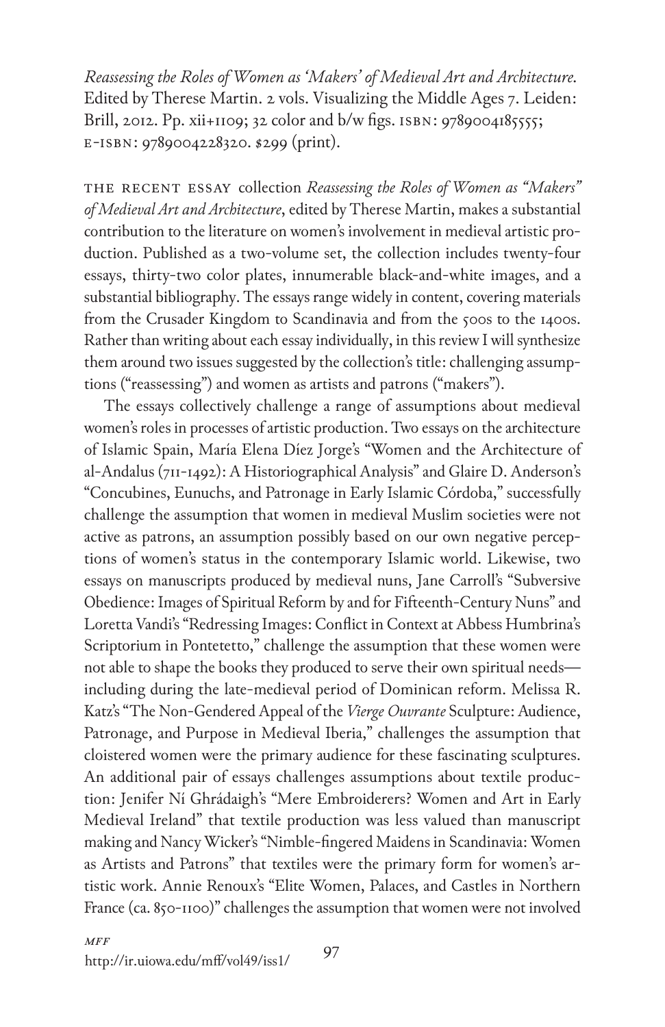*Reassessing the Roles of Women as 'Makers' of Medieval Art and Architecture.* Edited by Therese Martin. 2 vols. Visualizing the Middle Ages 7. Leiden: Brill, 2012. Pp. xii+1109; 32 color and b/w figs. ISBN: 9789004185555; E-ISBN: 9789004228320. $299 (print).

THE RECENT ESSAY collection *Reassessing the Roles of Women as "Makers" of Medieval Art and Architecture*, edited by Therese Martin, makes a substantial contribution to the literature on women's involvement in medieval artistic production. Published as a two-volume set, the collection includes twenty-four essays, thirty-two color plates, innumerable black-and-white images, and a substantial bibliography. The essays range widely in content, covering materials from the Crusader Kingdom to Scandinavia and from the 500s to the 1400s. Rather than writing about each essay individually, in this review I will synthesize them around two issues suggested by the collection's title: challenging assumptions ("reassessing") and women as artists and patrons ("makers").

The essays collectively challenge a range of assumptions about medieval women's roles in processes of artistic production. Two essays on the architecture of Islamic Spain, María Elena Díez Jorge's "Women and the Architecture of al-Andalus (711-1492): A Historiographical Analysis" and Glaire D. Anderson's "Concubines, Eunuchs, and Patronage in Early Islamic Córdoba," successfully challenge the assumption that women in medieval Muslim societies were not active as patrons, an assumption possibly based on our own negative perceptions of women's status in the contemporary Islamic world. Likewise, two essays on manuscripts produced by medieval nuns, Jane Carroll's "Subversive Obedience: Images of Spiritual Reform by and for Fifteenth-Century Nuns" and Loretta Vandi's "Redressing Images: Conflict in Context at Abbess Humbrina's Scriptorium in Pontetetto," challenge the assumption that these women were not able to shape the books they produced to serve their own spiritual needs—including during the late-medieval period of Dominican reform. Melissa R. Katz's "The Non-Gendered Appeal of the *Vierge Ouvrante* Sculpture: Audience, Patronage, and Purpose in Medieval Iberia," challenges the assumption that cloistered women were the primary audience for these fascinating sculptures. An additional pair of essays challenges assumptions about textile production: Jenifer Ní Ghrádaigh's "Mere Embroiderers? Women and Art in Early Medieval Ireland" that textile production was less valued than manuscript making and Nancy Wicker's "Nimble-fingered Maidens in Scandinavia: Women as Artists and Patrons" that textiles were the primary form for women's artistic work. Annie Renoux's "Elite Women, Palaces, and Castles in Northern France (ca. 850-1100)" challenges the assumption that women were not involved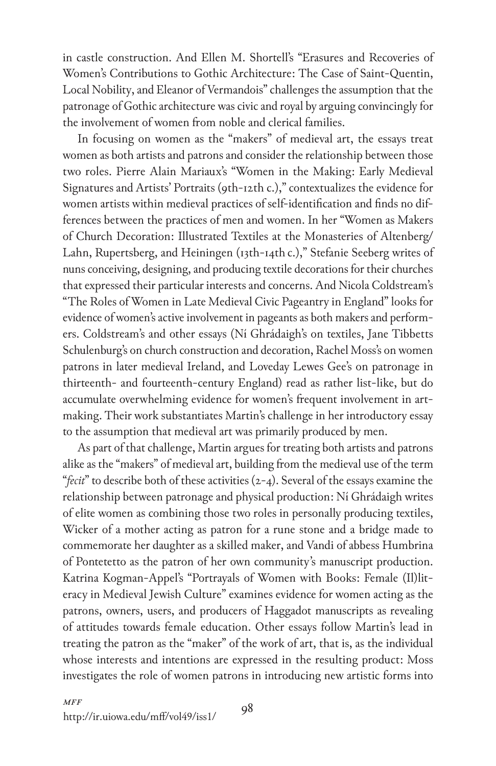in castle construction. And Ellen M. Shortell's "Erasures and Recoveries of Women's Contributions to Gothic Architecture: The Case of Saint-Quentin, Local Nobility, and Eleanor of Vermandois" challenges the assumption that the patronage of Gothic architecture was civic and royal by arguing convincingly for the involvement of women from noble and clerical families.

In focusing on women as the "makers" of medieval art, the essays treat women as both artists and patrons and consider the relationship between those two roles. Pierre Alain Mariaux's "Women in the Making: Early Medieval Signatures and Artists' Portraits (9th-12th c.)," contextualizes the evidence for women artists within medieval practices of self-identification and finds no differences between the practices of men and women. In her "Women as Makers of Church Decoration: Illustrated Textiles at the Monasteries of Altenberg/Lahn, Rupertsberg, and Heiningen (13th-14th c.)," Stefanie Seeberg writes of nuns conceiving, designing, and producing textile decorations for their churches that expressed their particular interests and concerns. And Nicola Coldstream's "The Roles of Women in Late Medieval Civic Pageantry in England" looks for evidence of women's active involvement in pageants as both makers and performers. Coldstream's and other essays (Ní Ghrádaigh's on textiles, Jane Tibbetts Schulenburg's on church construction and decoration, Rachel Moss's on women patrons in later medieval Ireland, and Loveday Lewes Gee's on patronage in thirteenth- and fourteenth-century England) read as rather list-like, but do accumulate overwhelming evidence for women's frequent involvement in art-making. Their work substantiates Martin's challenge in her introductory essay to the assumption that medieval art was primarily produced by men.

As part of that challenge, Martin argues for treating both artists and patrons alike as the "makers" of medieval art, building from the medieval use of the term "*fecit*" to describe both of these activities (2-4). Several of the essays examine the relationship between patronage and physical production: Ní Ghrádaigh writes of elite women as combining those two roles in personally producing textiles, Wicker of a mother acting as patron for a rune stone and a bridge made to commemorate her daughter as a skilled maker, and Vandi of abbess Humbrina of Pontetetto as the patron of her own community's manuscript production. Katrina Kogman-Appel's "Portrayals of Women with Books: Female (Il)literacy in Medieval Jewish Culture" examines evidence for women acting as the patrons, owners, users, and producers of Haggadot manuscripts as revealing of attitudes towards female education. Other essays follow Martin's lead in treating the patron as the "maker" of the work of art, that is, as the individual whose interests and intentions are expressed in the resulting product: Moss investigates the role of women patrons in introducing new artistic forms into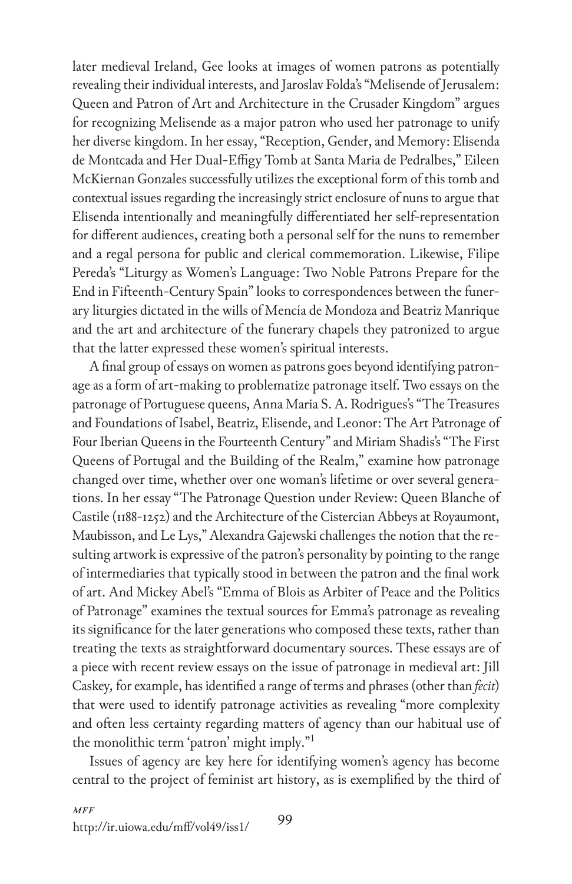later medieval Ireland, Gee looks at images of women patrons as potentially revealing their individual interests, and Jaroslav Folda's "Melisende of Jerusalem: Queen and Patron of Art and Architecture in the Crusader Kingdom" argues for recognizing Melisende as a major patron who used her patronage to unify her diverse kingdom. In her essay, "Reception, Gender, and Memory: Elisenda de Montcada and Her Dual-Effigy Tomb at Santa Maria de Pedralbes," Eileen McKiernan Gonzales successfully utilizes the exceptional form of this tomb and contextual issues regarding the increasingly strict enclosure of nuns to argue that Elisenda intentionally and meaningfully differentiated her self-representation for different audiences, creating both a personal self for the nuns to remember and a regal persona for public and clerical commemoration. Likewise, Filipe Pereda's "Liturgy as Women's Language: Two Noble Patrons Prepare for the End in Fifteenth-Century Spain" looks to correspondences between the funerary liturgies dictated in the wills of Mencía de Mondoza and Beatriz Manrique and the art and architecture of the funerary chapels they patronized to argue that the latter expressed these women's spiritual interests.

A final group of essays on women as patrons goes beyond identifying patronage as a form of art-making to problematize patronage itself. Two essays on the patronage of Portuguese queens, Anna Maria S. A. Rodrigues's "The Treasures and Foundations of Isabel, Beatriz, Elisende, and Leonor: The Art Patronage of Four Iberian Queens in the Fourteenth Century" and Miriam Shadis's "The First Queens of Portugal and the Building of the Realm," examine how patronage changed over time, whether over one woman's lifetime or over several generations. In her essay "The Patronage Question under Review: Queen Blanche of Castile (1188-1252) and the Architecture of the Cistercian Abbeys at Royaumont, Maubisson, and Le Lys," Alexandra Gajewski challenges the notion that the resulting artwork is expressive of the patron's personality by pointing to the range of intermediaries that typically stood in between the patron and the final work of art. And Mickey Abel's "Emma of Blois as Arbiter of Peace and the Politics of Patronage" examines the textual sources for Emma's patronage as revealing its significance for the later generations who composed these texts, rather than treating the texts as straightforward documentary sources. These essays are of a piece with recent review essays on the issue of patronage in medieval art: Jill Caskey, for example, has identified a range of terms and phrases (other than *fecit*) that were used to identify patronage activities as revealing "more complexity and often less certainty regarding matters of agency than our habitual use of the monolithic term 'patron' might imply."[1]

Issues of agency are key here for identifying women's agency has become central to the project of feminist art history, as is exemplified by the third of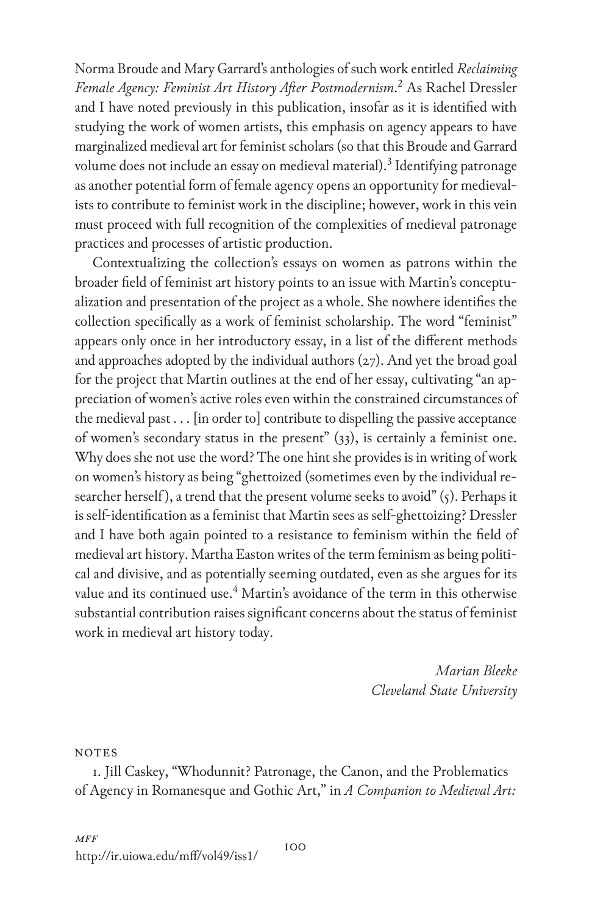Norma Broude and Mary Garrard's anthologies of such work entitled *Reclaiming Female Agency: Feminist Art History After Postmodernism*.[2] As Rachel Dressler and I have noted previously in this publication, insofar as it is identified with studying the work of women artists, this emphasis on agency appears to have marginalized medieval art for feminist scholars (so that this Broude and Garrard volume does not include an essay on medieval material).[3] Identifying patronage as another potential form of female agency opens an opportunity for medievalists to contribute to feminist work in the discipline; however, work in this vein must proceed with full recognition of the complexities of medieval patronage practices and processes of artistic production.

Contextualizing the collection's essays on women as patrons within the broader field of feminist art history points to an issue with Martin's conceptualization and presentation of the project as a whole. She nowhere identifies the collection specifically as a work of feminist scholarship. The word "feminist" appears only once in her introductory essay, in a list of the different methods and approaches adopted by the individual authors (27). And yet the broad goal for the project that Martin outlines at the end of her essay, cultivating "an appreciation of women's active roles even within the constrained circumstances of the medieval past . . . [in order to] contribute to dispelling the passive acceptance of women's secondary status in the present" (33), is certainly a feminist one. Why does she not use the word? The one hint she provides is in writing of work on women's history as being "ghettoized (sometimes even by the individual researcher herself), a trend that the present volume seeks to avoid" (5). Perhaps it is self-identification as a feminist that Martin sees as self-ghettoizing? Dressler and I have both again pointed to a resistance to feminism within the field of medieval art history. Martha Easton writes of the term feminism as being political and divisive, and as potentially seeming outdated, even as she argues for its value and its continued use.[4] Martin's avoidance of the term in this otherwise substantial contribution raises significant concerns about the status of feminist work in medieval art history today.

*Marian Bleeke*
*Cleveland State University*

NOTES

1. Jill Caskey, "Whodunnit? Patronage, the Canon, and the Problematics of Agency in Romanesque and Gothic Art," in *A Companion to Medieval Art:*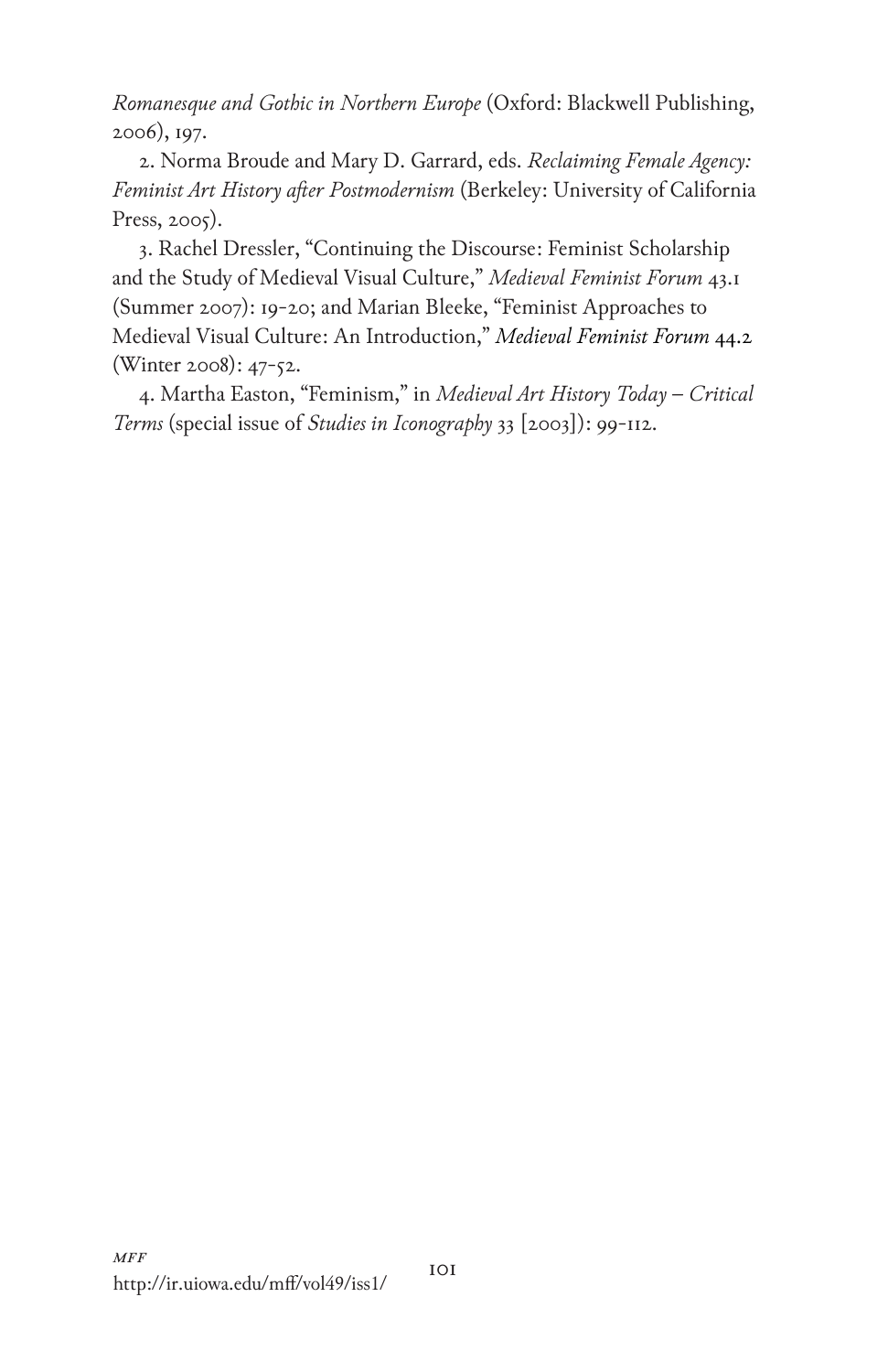*Romanesque and Gothic in Northern Europe* (Oxford: Blackwell Publishing, 2006), 197.

2. Norma Broude and Mary D. Garrard, eds. *Reclaiming Female Agency: Feminist Art History after Postmodernism* (Berkeley: University of California Press, 2005).

3. Rachel Dressler, "Continuing the Discourse: Feminist Scholarship and the Study of Medieval Visual Culture," *Medieval Feminist Forum* 43.1 (Summer 2007): 19-20; and Marian Bleeke, "Feminist Approaches to Medieval Visual Culture: An Introduction," *Medieval Feminist Forum* 44.2 (Winter 2008): 47-52.

4. Martha Easton, "Feminism," in *Medieval Art History Today – Critical Terms* (special issue of *Studies in Iconography* 33 [2003]): 99-112.